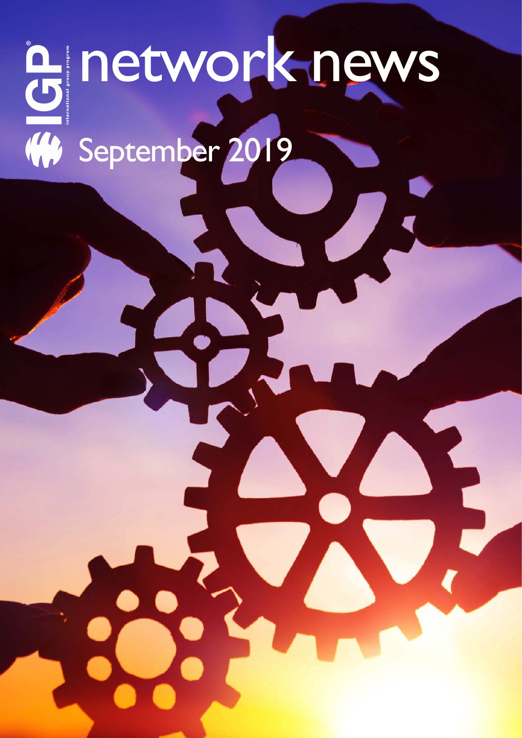# IGP® network news

international group program

## September 2019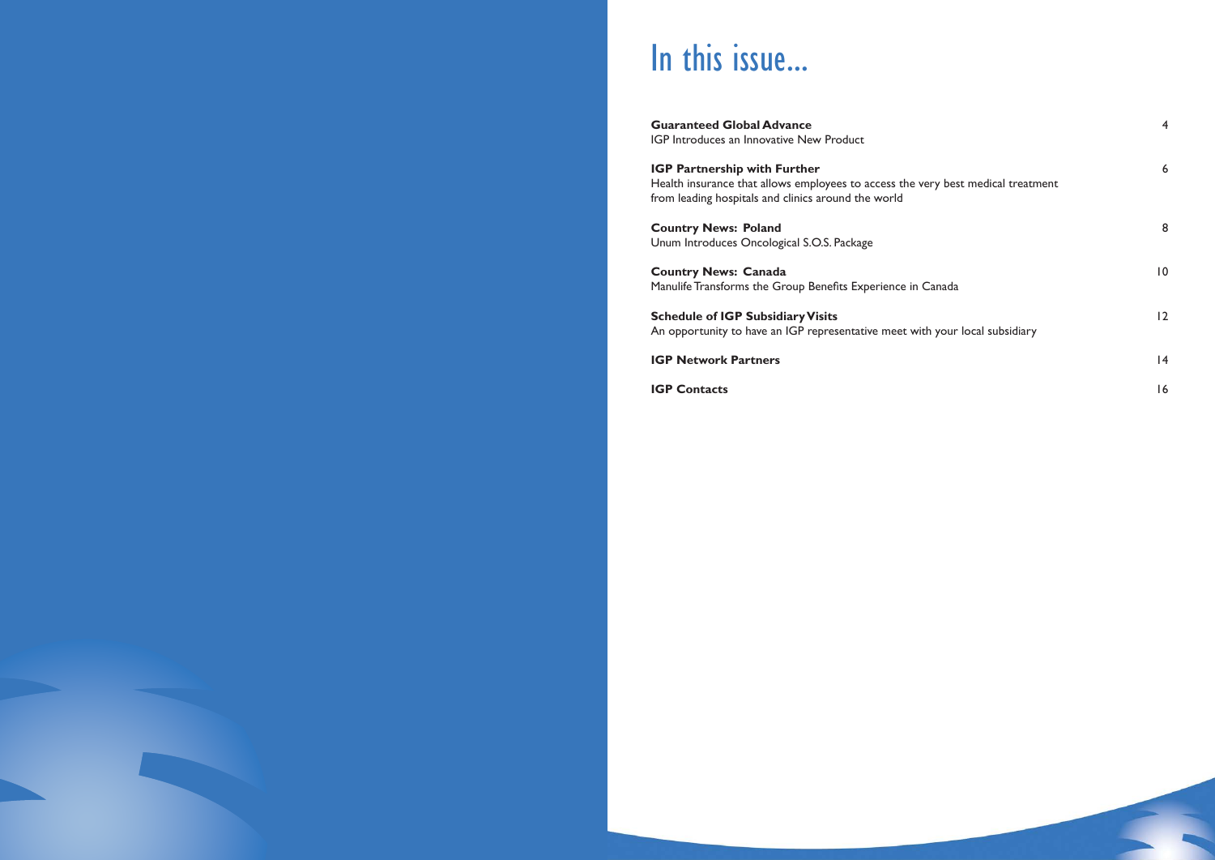# In this issue...

| | |
|---|---|
| **Guaranteed Global Advance**<br>IGP Introduces an Innovative New Product | 4 |
| **IGP Partnership with Further**<br>Health insurance that allows employees to access the very best medical treatment from leading hospitals and clinics around the world | 6 |
| **Country News: Poland**<br>Unum Introduces Oncological S.O.S. Package | 8 |
| **Country News: Canada**<br>Manulife Transforms the Group Benefits Experience in Canada | 10 |
| **Schedule of IGP Subsidiary Visits**<br>An opportunity to have an IGP representative meet with your local subsidiary | 12 |
| **IGP Network Partners** | 14 |
| **IGP Contacts** | 16 |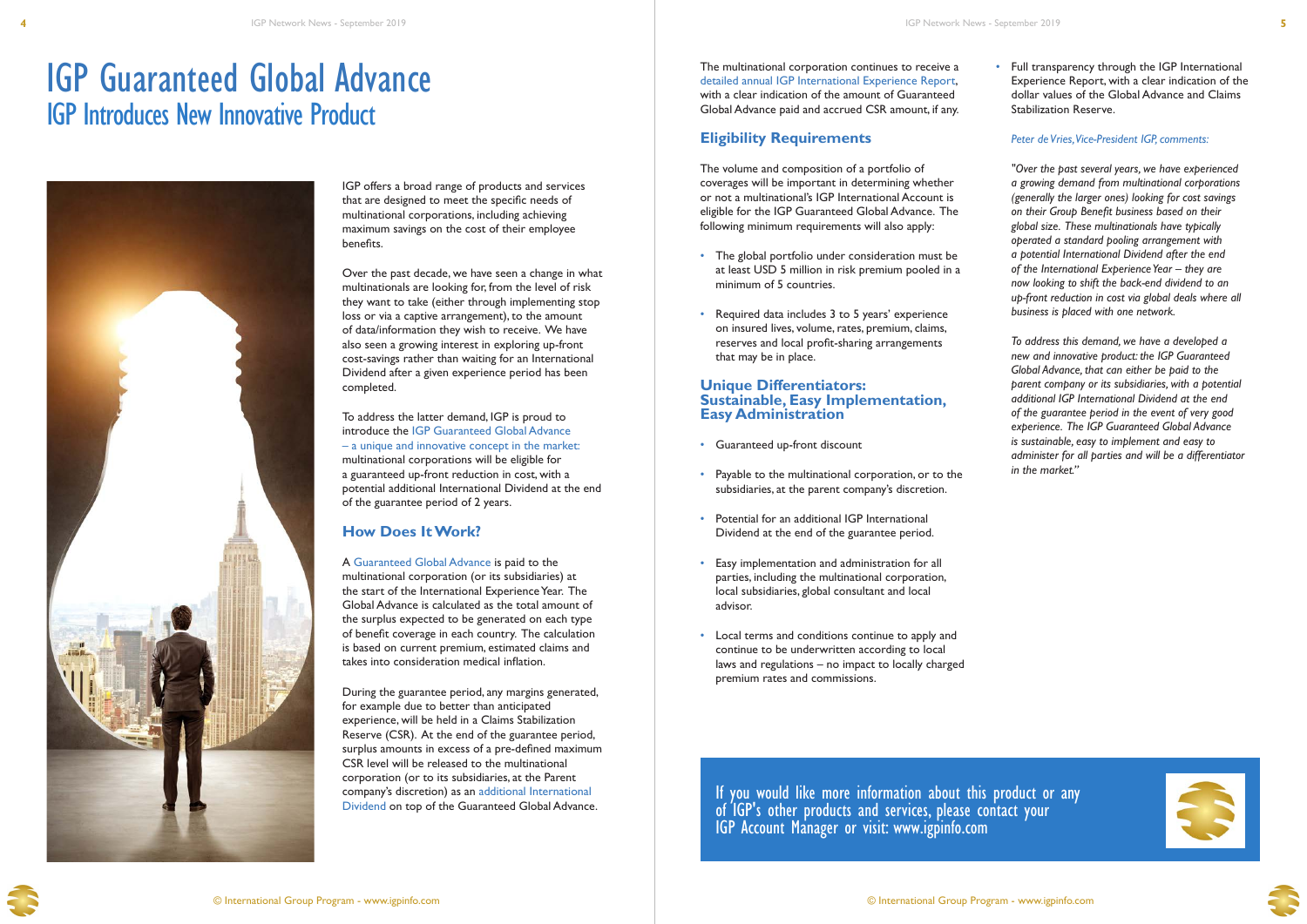# IGP Guaranteed Global Advance

## IGP Introduces New Innovative Product

IGP offers a broad range of products and services that are designed to meet the specific needs of multinational corporations, including achieving maximum savings on the cost of their employee benefits.

Over the past decade, we have seen a change in what multinationals are looking for, from the level of risk they want to take (either through implementing stop loss or via a captive arrangement), to the amount of data/information they wish to receive. We have also seen a growing interest in exploring up-front cost-savings rather than waiting for an International Dividend after a given experience period has been completed.

To address the latter demand, IGP is proud to introduce the IGP Guaranteed Global Advance – a unique and innovative concept in the market: multinational corporations will be eligible for a guaranteed up-front reduction in cost, with a potential additional International Dividend at the end of the guarantee period of 2 years.

### How Does It Work?

A Guaranteed Global Advance is paid to the multinational corporation (or its subsidiaries) at the start of the International Experience Year. The Global Advance is calculated as the total amount of the surplus expected to be generated on each type of benefit coverage in each country. The calculation is based on current premium, estimated claims and takes into consideration medical inflation.

During the guarantee period, any margins generated, for example due to better than anticipated experience, will be held in a Claims Stabilization Reserve (CSR). At the end of the guarantee period, surplus amounts in excess of a pre-defined maximum CSR level will be released to the multinational corporation (or to its subsidiaries, at the Parent company's discretion) as an additional International Dividend on top of the Guaranteed Global Advance.

The multinational corporation continues to receive a detailed annual IGP International Experience Report, with a clear indication of the amount of Guaranteed Global Advance paid and accrued CSR amount, if any.

### Eligibility Requirements

The volume and composition of a portfolio of coverages will be important in determining whether or not a multinational's IGP International Account is eligible for the IGP Guaranteed Global Advance. The following minimum requirements will also apply:

- The global portfolio under consideration must be at least USD 5 million in risk premium pooled in a minimum of 5 countries.
- Required data includes 3 to 5 years' experience on insured lives, volume, rates, premium, claims, reserves and local profit-sharing arrangements that may be in place.

### Unique Differentiators: Sustainable, Easy Implementation, Easy Administration

- Guaranteed up-front discount
- Payable to the multinational corporation, or to the subsidiaries, at the parent company's discretion.
- Potential for an additional IGP International Dividend at the end of the guarantee period.
- Easy implementation and administration for all parties, including the multinational corporation, local subsidiaries, global consultant and local advisor.
- Local terms and conditions continue to apply and continue to be underwritten according to local laws and regulations – no impact to locally charged premium rates and commissions.
- Full transparency through the IGP International Experience Report, with a clear indication of the dollar values of the Global Advance and Claims Stabilization Reserve.

*Peter de Vries, Vice-President IGP, comments:*

*"Over the past several years, we have experienced a growing demand from multinational corporations (generally the larger ones) looking for cost savings on their Group Benefit business based on their global size. These multinationals have typically operated a standard pooling arrangement with a potential International Dividend after the end of the International Experience Year – they are now looking to shift the back-end dividend to an up-front reduction in cost via global deals where all business is placed with one network.*

*To address this demand, we have a developed a new and innovative product: the IGP Guaranteed Global Advance, that can either be paid to the parent company or its subsidiaries, with a potential additional IGP International Dividend at the end of the guarantee period in the event of very good experience. The IGP Guaranteed Global Advance is sustainable, easy to implement and easy to administer for all parties and will be a differentiator in the market."*

If you would like more information about this product or any of IGP's other products and services, please contact your IGP Account Manager or visit: www.igpinfo.com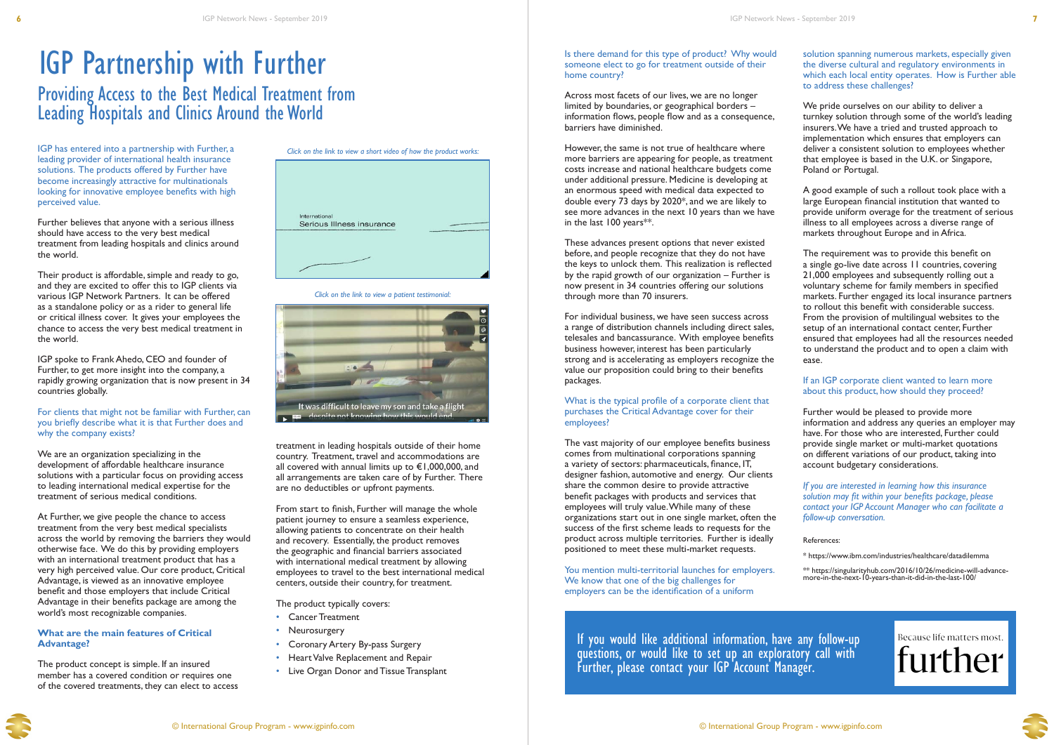# IGP Partnership with Further

## Providing Access to the Best Medical Treatment from Leading Hospitals and Clinics Around the World

IGP has entered into a partnership with Further, a leading provider of international health insurance solutions. The products offered by Further have become increasingly attractive for multinationals looking for innovative employee benefits with high perceived value.

Further believes that anyone with a serious illness should have access to the very best medical treatment from leading hospitals and clinics around the world.

Their product is affordable, simple and ready to go, and they are excited to offer this to IGP clients via various IGP Network Partners. It can be offered as a standalone policy or as a rider to general life or critical illness cover. It gives your employees the chance to access the very best medical treatment in the world.

IGP spoke to Frank Ahedo, CEO and founder of Further, to get more insight into the company, a rapidly growing organization that is now present in 34 countries globally.

*For clients that might not be familiar with Further, can you briefly describe what it is that Further does and why the company exists?*

We are an organization specializing in the development of affordable healthcare insurance solutions with a particular focus on providing access to leading international medical expertise for the treatment of serious medical conditions.

At Further, we give people the chance to access treatment from the very best medical specialists across the world by removing the barriers they would otherwise face. We do this by providing employers with an international treatment product that has a very high perceived value. Our core product, Critical Advantage, is viewed as an innovative employee benefit and those employers that include Critical Advantage in their benefits package are among the world's most recognizable companies.

### What are the main features of Critical Advantage?

The product concept is simple. If an insured member has a covered condition or requires one of the covered treatments, they can elect to access

*Click on the link to view a short video of how the product works:*

International
Serious Illness insurance

*Click on the link to view a patient testimonial:*

It was difficult to leave my son and take a flight despite not knowing how this would end

treatment in leading hospitals outside of their home country. Treatment, travel and accommodation are all covered with annual limits up to €1,000,000, and all arrangements are taken care of by Further. There are no deductibles or upfront payments.

From start to finish, Further will manage the whole patient journey to ensure a seamless experience, allowing patients to concentrate on their health and recovery. Essentially, the product removes the geographic and financial barriers associated with international medical treatment by allowing employees to travel to the best international medical centers, outside their country, for treatment.

The product typically covers:

- Cancer Treatment
- Neurosurgery
- Coronary Artery By-pass Surgery
- Heart Valve Replacement and Repair
- Live Organ Donor and Tissue Transplant

*Is there demand for this type of product? Why would someone elect to go for treatment outside of their home country?*

Across most facets of our lives, we are no longer limited by boundaries, or geographical borders – information flows, people flow and as a consequence, barriers have diminished.

However, the same is not true of healthcare where more barriers are appearing for people, as treatment costs increase and national healthcare budgets come under additional pressure. Medicine is developing at an enormous speed with medical data expected to double every 73 days by 2020*, and we are likely to see more advances in the next 10 years than we have in the last 100 years**.

These advances present options that never existed before, and people recognize that they do not have the keys to unlock them. This realization is reflected by the rapid growth of our organization – Further is now present in 34 countries offering our solutions through more than 70 insurers.

For individual business, we have seen success across a range of distribution channels including direct sales, telesales and bancassurance. With employee benefits business however, interest has been particularly strong and is accelerating as employers recognize the value our proposition could bring to their benefits packages.

*What is the typical profile of a corporate client that purchases the Critical Advantage cover for their employees?*

The vast majority of our employee benefits business comes from multinational corporations spanning a variety of sectors: pharmaceuticals, finance, IT, designer fashion, automotive and energy. Our clients share the common desire to provide attractive benefit packages with products and services that employees will truly value. While many of these organizations start out in one single market, often the success of the first scheme leads to requests for the product across multiple territories. Further is ideally positioned to meet these multi-market requests.

*You mention multi-territorial launches for employers. We know that one of the big challenges for employers can be the identification of a uniform solution spanning numerous markets, especially given the diverse cultural and regulatory environments in which each local entity operates. How is Further able to address these challenges?*

We pride ourselves on our ability to deliver a turnkey solution through some of the world's leading insurers. We have a tried and trusted approach to implementation which ensures that employers can deliver a consistent solution to employees whether that employee is based in the U.K. or Singapore, Poland or Portugal.

A good example of such a rollout took place with a large European financial institution that wanted to provide uniform overage for the treatment of serious illness to all employees across a diverse range of markets throughout Europe and in Africa.

The requirement was to provide this benefit on a single go-live date across 11 countries, covering 21,000 employees and subsequently rolling out a voluntary scheme for family members in specified markets. Further engaged its local insurance partners to rollout this benefit with considerable success. From the provision of multilingual websites to the setup of an international contact center, Further ensured that employees had all the resources needed to understand the product and to open a claim with ease.

*If an IGP corporate client wanted to learn more about this product, how should they proceed?*

Further would be pleased to provide more information and address any queries an employer may have. For those who are interested, Further could provide single market or multi-market quotations on different variations of our product, taking into account budgetary considerations.

*If you are interested in learning how this insurance solution may fit within your benefits package, please contact your IGP Account Manager who can facilitate a follow-up conversation.*

References:

* https://www.ibm.com/industries/healthcare/datadilemma

** https://singularityhub.com/2016/10/26/medicine-will-advance-more-in-the-next-10-years-than-it-did-in-the-last-100/

If you would like additional information, have any follow-up questions, or would like to set up an exploratory call with Further, please contact your IGP Account Manager.

Because life matters most.
further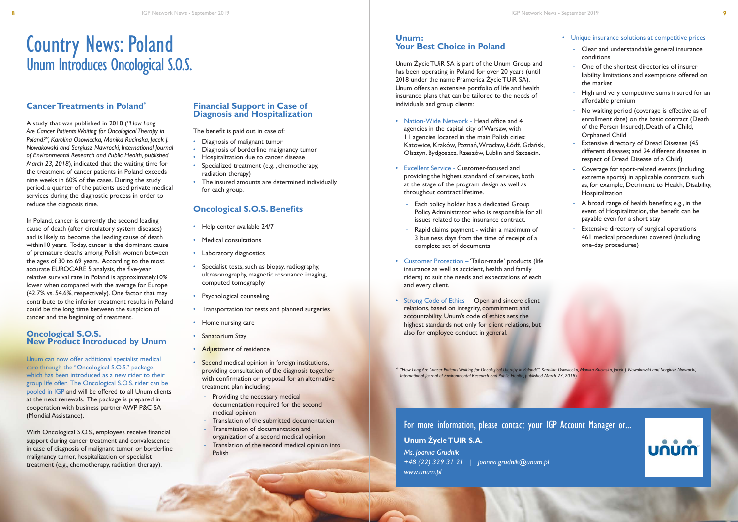# Country News: Poland

## Unum Introduces Oncological S.O.S.

### Cancer Treatments in Poland*

A study that was published in 2018 (*"How Long Are Cancer Patients Waiting for Oncological Therapy in Poland?", Karolina Osowiecka, Monika Rucinska, Jacek J. Nowakowski and Sergiusz Nawrocki, International Journal of Environmental Research and Public Health, published March 23, 2018*), indicated that the waiting time for the treatment of cancer patients in Poland exceeds nine weeks in 60% of the cases. During the study period, a quarter of the patients used private medical services during the diagnostic process in order to reduce the diagnosis time.

In Poland, cancer is currently the second leading cause of death (after circulatory system diseases) and is likely to become the leading cause of death within10 years. Today, cancer is the dominant cause of premature deaths among Polish women between the ages of 30 to 69 years. According to the most accurate EUROCARE 5 analysis, the five-year relative survival rate in Poland is approximately10% lower when compared with the average for Europe (42.7% vs. 54.6%, respectively). One factor that may contribute to the inferior treatment results in Poland could be the long time between the suspicion of cancer and the beginning of treatment.

### Oncological S.O.S. New Product Introduced by Unum

Unum can now offer additional specialist medical care through the "Oncological S.O.S." package, which has been introduced as a new rider to their group life offer. The Oncological S.O.S. rider can be pooled in IGP and will be offered to all Unum clients at the next renewals. The package is prepared in cooperation with business partner AWP P&C SA (Mondial Assistance).

With Oncological S.O.S., employees receive financial support during cancer treatment and convalescence in case of diagnosis of malignant tumor or borderline malignancy tumor, hospitalization or specialist treatment (e.g., chemotherapy, radiation therapy).

### Financial Support in Case of Diagnosis and Hospitalization

The benefit is paid out in case of:

- Diagnosis of malignant tumor
- Diagnosis of borderline malignancy tumor
- Hospitalization due to cancer disease
- Specialized treatment (e.g. , chemotherapy, radiation therapy)
- The insured amounts are determined individually for each group.

### Oncological S.O.S. Benefits

- Help center available 24/7
- Medical consultations
- Laboratory diagnostics
- Specialist tests, such as biopsy, radiography, ultrasonography, magnetic resonance imaging, computed tomography
- Psychological counseling
- Transportation for tests and planned surgeries
- Home nursing care
- Sanatorium Stay
- Adjustment of residence
- Second medical opinion in foreign institutions, providing consultation of the diagnosis together with confirmation or proposal for an alternative treatment plan including:
  - Providing the necessary medical documentation required for the second medical opinion
  - Translation of the submitted documentation
  - Transmission of documentation and organization of a second medical opinion
  - Translation of the second medical opinion into Polish

### Unum: Your Best Choice in Poland

Unum Życie TUiR SA is part of the Unum Group and has been operating in Poland for over 20 years (until 2018 under the name Pramerica Życie TUiR SA). Unum offers an extensive portfolio of life and health insurance plans that can be tailored to the needs of individuals and group clients:

- Nation-Wide Network - Head office and 4 agencies in the capital city of Warsaw, with 11 agencies located in the main Polish cities: Katowice, Kraków, Poznań, Wrocław, Łódź, Gdańsk, Olsztyn, Bydgoszcz, Rzeszów, Lublin and Szczecin.
- Excellent Service - Customer-focused and providing the highest standard of services, both at the stage of the program design as well as throughout contract lifetime.
  - Each policy holder has a dedicated Group Policy Administrator who is responsible for all issues related to the insurance contract.
  - Rapid claims payment - within a maximum of 3 business days from the time of receipt of a complete set of documents
- Customer Protection – 'Tailor-made' products (life insurance as well as accident, health and family riders) to suit the needs and expectations of each and every client.
- Strong Code of Ethics – Open and sincere client relations, based on integrity, commitment and accountability. Unum's code of ethics sets the highest standards not only for client relations, but also for employee conduct in general.
- Unique insurance solutions at competitive prices
  - Clear and understandable general insurance conditions
  - One of the shortest directories of insurer liability limitations and exemptions offered on the market
  - High and very competitive sums insured for an affordable premium
  - No waiting period (coverage is effective as of enrollment date) on the basic contract (Death of the Person Insured), Death of a Child, Orphaned Child
  - Extensive directory of Dread Diseases (45 different diseases; and 24 different diseases in respect of Dread Disease of a Child)
  - Coverage for sport-related events (including extreme sports) in applicable contracts such as, for example, Detriment to Health, Disability, Hospitalization
  - A broad range of health benefits; e.g., in the event of Hospitalization, the benefit can be payable even for a short stay
  - Extensive directory of surgical operations – 461 medical procedures covered (including one-day procedures)

\* *"How Long Are Cancer Patients Waiting for Oncological Therapy in Poland?", Karolina Osowiecka, Monika Rucinska, Jacek J. Nowakowski and Sergiusz Nawrocki, International Journal of Environmental Research and Public Health, published March 23, 2018)*

For more information, please contact your IGP Account Manager or...

**Unum Życie TUiR S.A.**

*Ms. Joanna Grudnik*
*+48 (22) 329 31 21 | joanna.grudnik@unum.pl*
*www.unum.pl*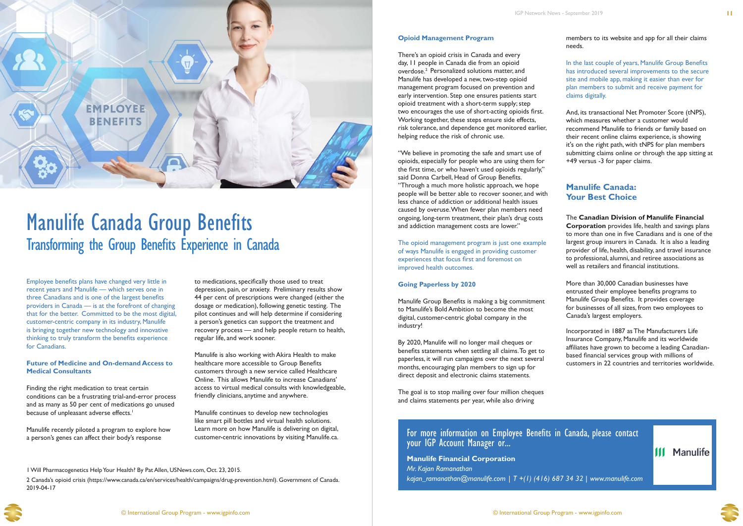# Manulife Canada Group Benefits

## Transforming the Group Benefits Experience in Canada

Employee benefits plans have changed very little in recent years and Manulife — which serves one in three Canadians and is one of the largest benefits providers in Canada — is at the forefront of changing that for the better. Committed to be the most digital, customer-centric company in its industry, Manulife is bringing together new technology and innovative thinking to truly transform the benefits experience for Canadians.

### Future of Medicine and On-demand Access to Medical Consultants

Finding the right medication to treat certain conditions can be a frustrating trial-and-error process and as many as 50 per cent of medications go unused because of unpleasant adverse effects.[1]

Manulife recently piloted a program to explore how a person's genes can affect their body's response to medications, specifically those used to treat depression, pain, or anxiety. Preliminary results show 44 per cent of prescriptions were changed (either the dosage or medication), following genetic testing. The pilot continues and will help determine if considering a person's genetics can support the treatment and recovery process — and help people return to health, regular life, and work sooner.

Manulife is also working with Akira Health to make healthcare more accessible to Group Benefits customers through a new service called Healthcare Online. This allows Manulife to increase Canadians' access to virtual medical consults with knowledgeable, friendly clinicians, anytime and anywhere.

Manulife continues to develop new technologies like smart pill bottles and virtual health solutions. Learn more on how Manulife is delivering on digital, customer-centric innovations by visiting Manulife.ca.

1 Will Pharmacogenetics Help Your Health? By Pat Allen, USNews.com, Oct. 23, 2015.

2 Canada's opioid crisis (https://www.canada.ca/en/services/health/campaigns/drug-prevention.html). Government of Canada. 2019-04-17

### Opioid Management Program

There's an opioid crisis in Canada and every day, 11 people in Canada die from an opioid overdose.[2] Personalized solutions matter, and Manulife has developed a new, two-step opioid management program focused on prevention and early intervention. Step one ensures patients start opioid treatment with a short-term supply; step two encourages the use of short-acting opioids first. Working together, these steps ensure side effects, risk tolerance, and dependence get monitored earlier, helping reduce the risk of chronic use.

"We believe in promoting the safe and smart use of opioids, especially for people who are using them for the first time, or who haven't used opioids regularly," said Donna Carbell, Head of Group Benefits. "Through a much more holistic approach, we hope people will be better able to recover sooner, and with less chance of addiction or additional health issues caused by overuse. When fewer plan members need ongoing, long-term treatment, their plan's drug costs and addiction management costs are lower."

The opioid management program is just one example of ways Manulife is engaged in providing customer experiences that focus first and foremost on improved health outcomes.

### Going Paperless by 2020

Manulife Group Benefits is making a big commitment to Manulife's Bold Ambition to become the most digital, customer-centric global company in the industry!

By 2020, Manulife will no longer mail cheques or benefits statements when settling all claims. To get to paperless, it will run campaigns over the next several months, encouraging plan members to sign up for direct deposit and electronic claims statements.

The goal is to stop mailing over four million cheques and claims statements per year, while also driving members to its website and app for all their claims needs.

In the last couple of years, Manulife Group Benefits has introduced several improvements to the secure site and mobile app, making it easier than ever for plan members to submit and receive payment for claims digitally.

And, its transactional Net Promoter Score (tNPS), which measures whether a customer would recommend Manulife to friends or family based on their recent online claims experience, is showing it's on the right path, with tNPS for plan members submitting claims online or through the app sitting at +49 versus -3 for paper claims.

### Manulife Canada: Your Best Choice

The **Canadian Division of Manulife Financial Corporation** provides life, health and savings plans to more than one in five Canadians and is one of the largest group insurers in Canada. It is also a leading provider of life, health, disability, and travel insurance to professional, alumni, and retiree associations as well as retailers and financial institutions.

More than 30,000 Canadian businesses have entrusted their employee benefits programs to Manulife Group Benefits. It provides coverage for businesses of all sizes, from two employees to Canada's largest employers.

Incorporated in 1887 as The Manufacturers Life Insurance Company, Manulife and its worldwide affiliates have grown to become a leading Canadian-based financial services group with millions of customers in 22 countries and territories worldwide.

For more information on Employee Benefits in Canada, please contact your IGP Account Manager or...

**Manulife Financial Corporation**
*Mr. Kajan Ramanathan*
*kajan_ramanathan@manulife.com | T +(1) (416) 687 34 32 | www.manulife.com*

Manulife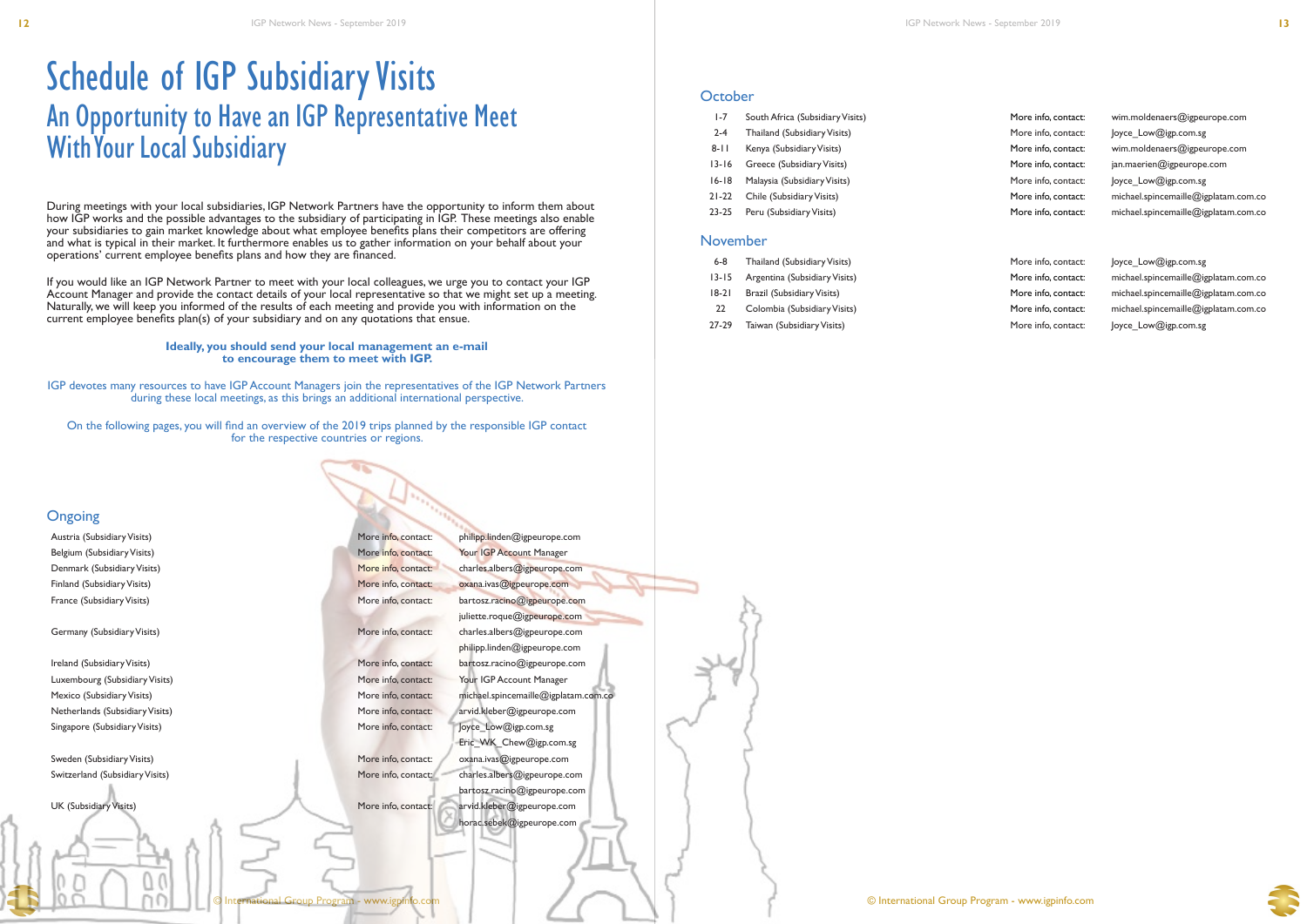# Schedule of IGP Subsidiary Visits

## An Opportunity to Have an IGP Representative Meet With Your Local Subsidiary

During meetings with your local subsidiaries, IGP Network Partners have the opportunity to inform them about how IGP works and the possible advantages to the subsidiary of participating in IGP. These meetings also enable your subsidiaries to gain market knowledge about what employee benefits plans their competitors are offering and what is typical in their market. It furthermore enables us to gather information on your behalf about your operations' current employee benefits plans and how they are financed.

If you would like an IGP Network Partner to meet with your local colleagues, we urge you to contact your IGP Account Manager and provide the contact details of your local representative so that we might set up a meeting. Naturally, we will keep you informed of the results of each meeting and provide you with information on the current employee benefits plan(s) of your subsidiary and on any quotations that ensue.

**Ideally, you should send your local management an e-mail to encourage them to meet with IGP.**

IGP devotes many resources to have IGP Account Managers join the representatives of the IGP Network Partners during these local meetings, as this brings an additional international perspective.

On the following pages, you will find an overview of the 2019 trips planned by the responsible IGP contact for the respective countries or regions.

### Ongoing

| | | |
|---|---|---|
| Austria (Subsidiary Visits) | More info, contact: | philipp.linden@igpeurope.com |
| Belgium (Subsidiary Visits) | More info, contact: | Your IGP Account Manager |
| Denmark (Subsidiary Visits) | More info, contact: | charles.albers@igpeurope.com |
| Finland (Subsidiary Visits) | More info, contact: | oxana.ivas@igpeurope.com |
| France (Subsidiary Visits) | More info, contact: | bartosz.racino@igpeurope.com<br>juliette.roque@igpeurope.com |
| Germany (Subsidiary Visits) | More info, contact: | charles.albers@igpeurope.com<br>philipp.linden@igpeurope.com |
| Ireland (Subsidiary Visits) | More info, contact: | bartosz.racino@igpeurope.com |
| Luxembourg (Subsidiary Visits) | More info, contact: | Your IGP Account Manager |
| Mexico (Subsidiary Visits) | More info, contact: | michael.spincemaille@igplatam.com.co |
| Netherlands (Subsidiary Visits) | More info, contact: | arvid.kleber@igpeurope.com |
| Singapore (Subsidiary Visits) | More info, contact: | Joyce_Low@igp.com.sg<br>Eric_WK_Chew@igp.com.sg |
| Sweden (Subsidiary Visits) | More info, contact: | oxana.ivas@igpeurope.com |
| Switzerland (Subsidiary Visits) | More info, contact: | charles.albers@igpeurope.com<br>bartosz.racino@igpeurope.com |
| UK (Subsidiary Visits) | More info, contact: | arvid.kleber@igpeurope.com<br>horac.sebek@igpeurope.com |

### October

| | | | |
|---|---|---|---|
| 1-7 | South Africa (Subsidiary Visits) | More info, contact: | wim.moldenaers@igpeurope.com |
| 2-4 | Thailand (Subsidiary Visits) | More info, contact: | Joyce_Low@igp.com.sg |
| 8-11 | Kenya (Subsidiary Visits) | More info, contact: | wim.moldenaers@igpeurope.com |
| 13-16 | Greece (Subsidiary Visits) | More info, contact: | jan.maerien@igpeurope.com |
| 16-18 | Malaysia (Subsidiary Visits) | More info, contact: | Joyce_Low@igp.com.sg |
| 21-22 | Chile (Subsidiary Visits) | More info, contact: | michael.spincemaille@igplatam.com.co |
| 23-25 | Peru (Subsidiary Visits) | More info, contact: | michael.spincemaille@igplatam.com.co |

### November

| | | | |
|---|---|---|---|
| 6-8 | Thailand (Subsidiary Visits) | More info, contact: | Joyce_Low@igp.com.sg |
| 13-15 | Argentina (Subsidiary Visits) | More info, contact: | michael.spincemaille@igplatam.com.co |
| 18-21 | Brazil (Subsidiary Visits) | More info, contact: | michael.spincemaille@igplatam.com.co |
| 22 | Colombia (Subsidiary Visits) | More info, contact: | michael.spincemaille@igplatam.com.co |
| 27-29 | Taiwan (Subsidiary Visits) | More info, contact: | Joyce_Low@igp.com.sg |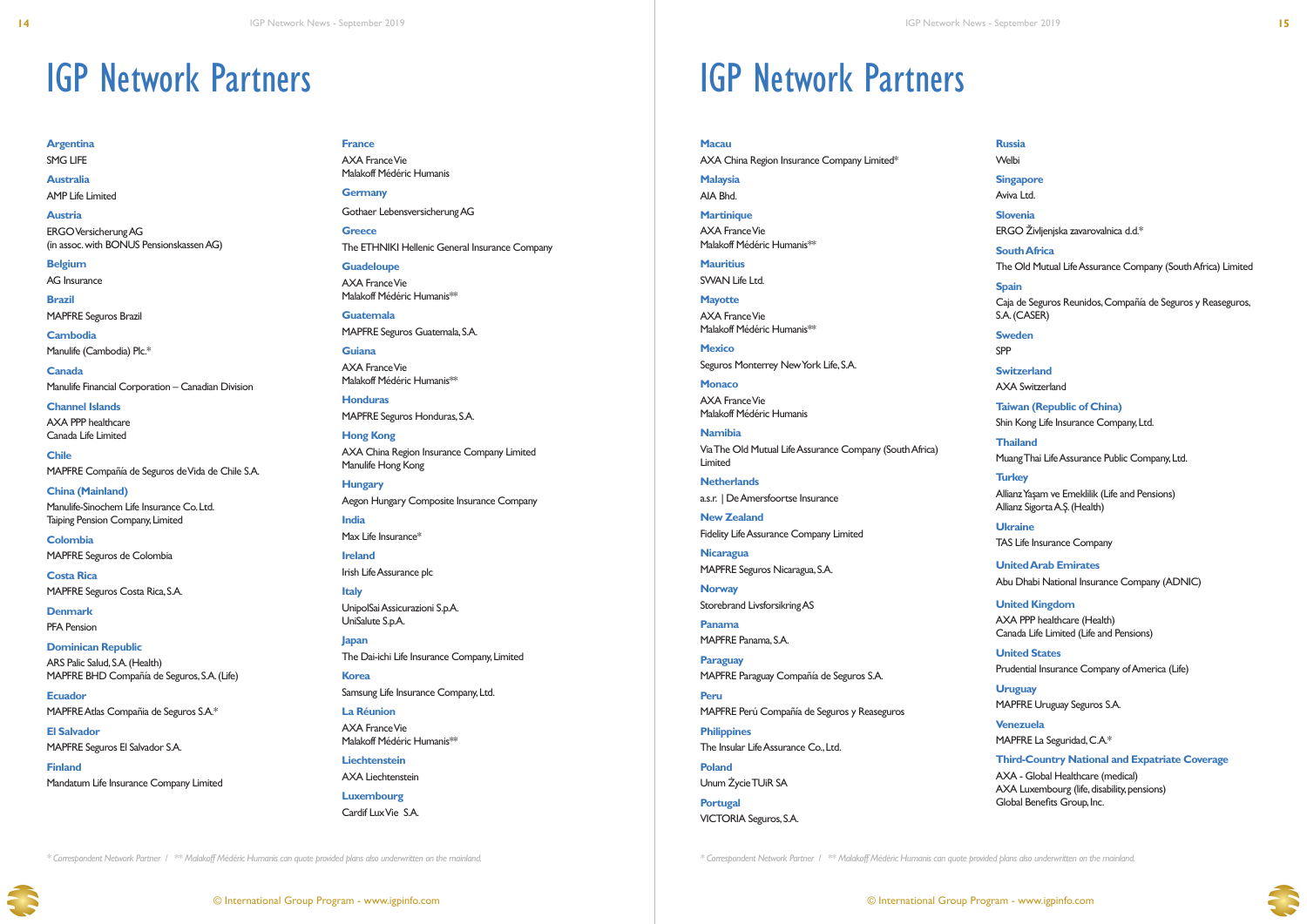# IGP Network Partners

**Argentina**
SMG LIFE

**Australia**
AMP Life Limited

**Austria**
ERGO Versicherung AG
(in assoc. with BONUS Pensionskassen AG)

**Belgium**
AG Insurance

**Brazil**
MAPFRE Seguros Brazil

**Cambodia**
Manulife (Cambodia) Plc.*

**Canada**
Manulife Financial Corporation – Canadian Division

**Channel Islands**
AXA PPP healthcare
Canada Life Limited

**Chile**
MAPFRE Compañía de Seguros de Vida de Chile S.A.

**China (Mainland)**
Manulife-Sinochem Life Insurance Co. Ltd.
Taiping Pension Company, Limited

**Colombia**
MAPFRE Seguros de Colombia

**Costa Rica**
MAPFRE Seguros Costa Rica, S.A.

**Denmark**
PFA Pension

**Dominican Republic**
ARS Palic Salud, S.A. (Health)
MAPFRE BHD Compañía de Seguros, S.A. (Life)

**Ecuador**
MAPFRE Atlas Compañia de Seguros S.A.*

**El Salvador**
MAPFRE Seguros El Salvador S.A.

**Finland**
Mandatum Life Insurance Company Limited

**France**
AXA France Vie
Malakoff Médéric Humanis

**Germany**
Gothaer Lebensversicherung AG

**Greece**
The ETHNIKI Hellenic General Insurance Company

**Guadeloupe**
AXA France Vie
Malakoff Médéric Humanis**

**Guatemala**
MAPFRE Seguros Guatemala, S.A.

**Guiana**
AXA France Vie
Malakoff Médéric Humanis**

**Honduras**
MAPFRE Seguros Honduras, S.A.

**Hong Kong**
AXA China Region Insurance Company Limited
Manulife Hong Kong

**Hungary**
Aegon Hungary Composite Insurance Company

**India**
Max Life Insurance*

**Ireland**
Irish Life Assurance plc

**Italy**
UnipolSai Assicurazioni S.p.A.
UniSalute S.p.A.

**Japan**
The Dai-ichi Life Insurance Company, Limited

**Korea**
Samsung Life Insurance Company, Ltd.

**La Réunion**
AXA France Vie
Malakoff Médéric Humanis**

**Liechtenstein**
AXA Liechtenstein

**Luxembourg**
Cardif Lux Vie S.A.

**Macau**
AXA China Region Insurance Company Limited*

**Malaysia**
AIA Bhd.

**Martinique**
AXA France Vie
Malakoff Médéric Humanis**

**Mauritius**
SWAN Life Ltd.

**Mayotte**
AXA France Vie
Malakoff Médéric Humanis**

**Mexico**
Seguros Monterrey New York Life, S.A.

**Monaco**
AXA France Vie
Malakoff Médéric Humanis

**Namibia**
Via The Old Mutual Life Assurance Company (South Africa) Limited

**Netherlands**
a.s.r. | De Amersfoortse Insurance

**New Zealand**
Fidelity Life Assurance Company Limited

**Nicaragua**
MAPFRE Seguros Nicaragua, S.A.

**Norway**
Storebrand Livsforsikring AS

**Panama**
MAPFRE Panama, S.A.

**Paraguay**
MAPFRE Paraguay Compañía de Seguros S.A.

**Peru**
MAPFRE Perú Compañía de Seguros y Reaseguros

**Philippines**
The Insular Life Assurance Co., Ltd.

**Poland**
Unum Życie TUiR SA

**Portugal**
VICTORIA Seguros, S.A.

**Russia**
Welbi

**Singapore**
Aviva Ltd.

**Slovenia**
ERGO Življenjska zavarovalnica d.d.*

**South Africa**
The Old Mutual Life Assurance Company (South Africa) Limited

**Spain**
Caja de Seguros Reunidos, Compañía de Seguros y Reaseguros, S.A. (CASER)

**Sweden**
SPP

**Switzerland**
AXA Switzerland

**Taiwan (Republic of China)**
Shin Kong Life Insurance Company, Ltd.

**Thailand**
Muang Thai Life Assurance Public Company, Ltd.

**Turkey**
Allianz Yaşam ve Emeklilik (Life and Pensions)
Allianz Sigorta A.Ş. (Health)

**Ukraine**
TAS Life Insurance Company

**United Arab Emirates**
Abu Dhabi National Insurance Company (ADNIC)

**United Kingdom**
AXA PPP healthcare (Health)
Canada Life Limited (Life and Pensions)

**United States**
Prudential Insurance Company of America (Life)

**Uruguay**
MAPFRE Uruguay Seguros S.A.

**Venezuela**
MAPFRE La Seguridad, C.A.*

**Third-Country National and Expatriate Coverage**
AXA - Global Healthcare (medical)
AXA Luxembourg (life, disability, pensions)
Global Benefits Group, Inc.

*\* Correspondent Network Partner / \*\* Malakoff Médéric Humanis can quote provided plans also underwritten on the mainland.*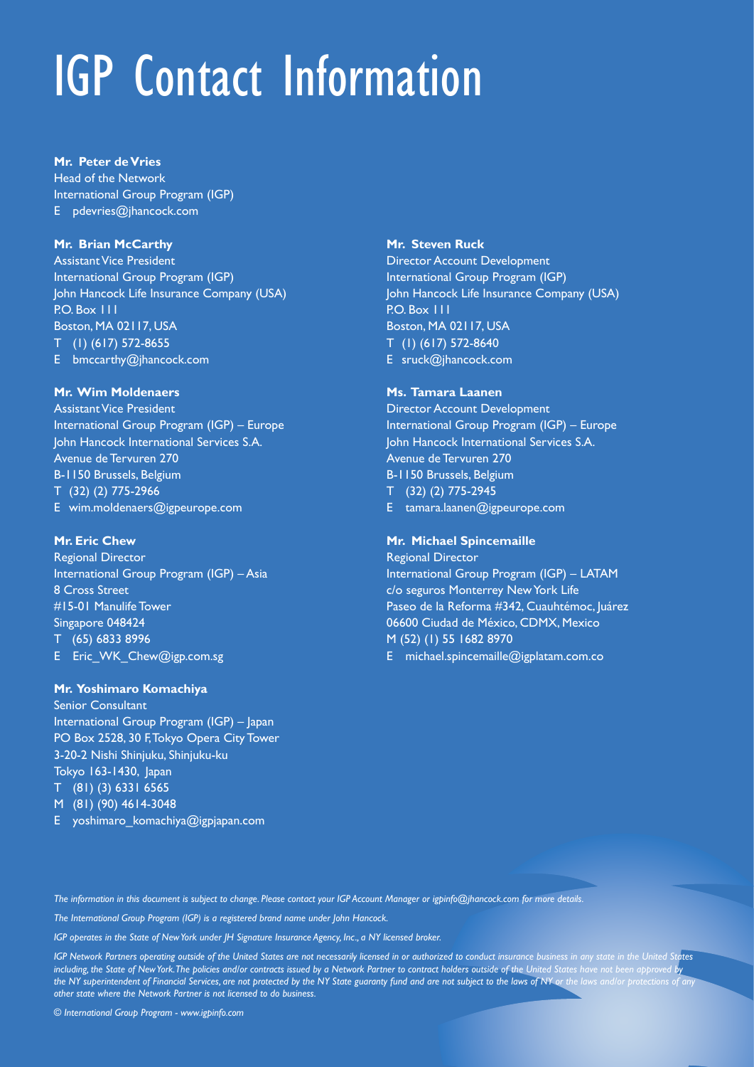# IGP Contact Information

**Mr. Peter de Vries**
Head of the Network
International Group Program (IGP)
E pdevries@jhancock.com

**Mr. Brian McCarthy**
Assistant Vice President
International Group Program (IGP)
John Hancock Life Insurance Company (USA)
P.O. Box 111
Boston, MA 02117, USA
T (1) (617) 572-8655
E bmccarthy@jhancock.com

**Mr. Wim Moldenaers**
Assistant Vice President
International Group Program (IGP) – Europe
John Hancock International Services S.A.
Avenue de Tervuren 270
B-1150 Brussels, Belgium
T (32) (2) 775-2966
E wim.moldenaers@igpeurope.com

**Mr. Eric Chew**
Regional Director
International Group Program (IGP) – Asia
8 Cross Street
#15-01 Manulife Tower
Singapore 048424
T (65) 6833 8996
E Eric_WK_Chew@igp.com.sg

**Mr. Yoshimaro Komachiya**
Senior Consultant
International Group Program (IGP) – Japan
PO Box 2528, 30 F, Tokyo Opera City Tower
3-20-2 Nishi Shinjuku, Shinjuku-ku
Tokyo 163-1430, Japan
T (81) (3) 6331 6565
M (81) (90) 4614-3048
E yoshimaro_komachiya@igpjapan.com

**Mr. Steven Ruck**
Director Account Development
International Group Program (IGP)
John Hancock Life Insurance Company (USA)
P.O. Box 111
Boston, MA 02117, USA
T (1) (617) 572-8640
E sruck@jhancock.com

**Ms. Tamara Laanen**
Director Account Development
International Group Program (IGP) – Europe
John Hancock International Services S.A.
Avenue de Tervuren 270
B-1150 Brussels, Belgium
T (32) (2) 775-2945
E tamara.laanen@igpeurope.com

**Mr. Michael Spincemaille**
Regional Director
International Group Program (IGP) – LATAM
c/o seguros Monterrey New York Life
Paseo de la Reforma #342, Cuauhtémoc, Juárez
06600 Ciudad de México, CDMX, Mexico
M (52) (1) 55 1682 8970
E michael.spincemaille@igplatam.com.co

*The information in this document is subject to change. Please contact your IGP Account Manager or igpinfo@jhancock.com for more details.*

*The International Group Program (IGP) is a registered brand name under John Hancock.*

*IGP operates in the State of New York under JH Signature Insurance Agency, Inc., a NY licensed broker.*

*IGP Network Partners operating outside of the United States are not necessarily licensed in or authorized to conduct insurance business in any state in the United States including, the State of New York. The policies and/or contracts issued by a Network Partner to contract holders outside of the United States have not been approved by the NY superintendent of Financial Services, are not protected by the NY State guaranty fund and are not subject to the laws of NY or the laws and/or protections of any other state where the Network Partner is not licensed to do business.*

*© International Group Program - www.igpinfo.com*